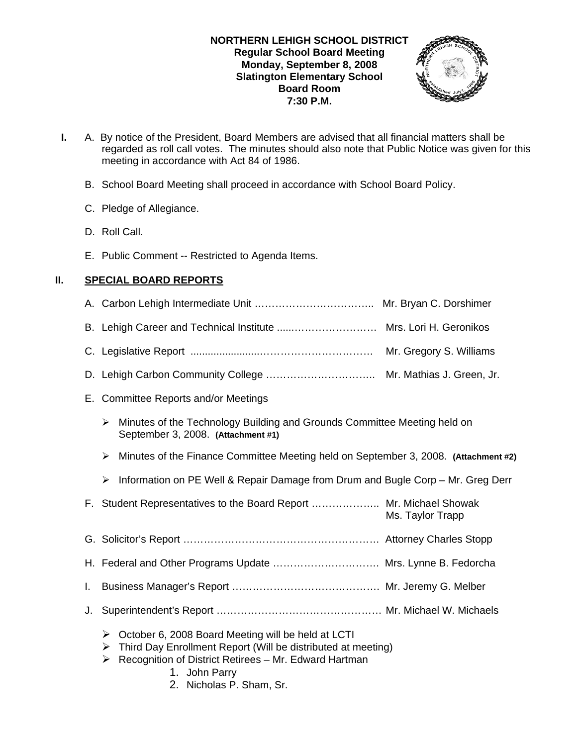**NORTHERN LEHIGH SCHOOL DISTRICT**
**Regular School Board Meeting**
**Monday, September 8, 2008**
**Slatington Elementary School**
**Board Room**
**7:30 P.M.**

**I.** A. By notice of the President, Board Members are advised that all financial matters shall be regarded as roll call votes. The minutes should also note that Public Notice was given for this meeting in accordance with Act 84 of 1986.

B. School Board Meeting shall proceed in accordance with School Board Policy.

C. Pledge of Allegiance.

D. Roll Call.

E. Public Comment -- Restricted to Agenda Items.

## II. SPECIAL BOARD REPORTS

A. Carbon Lehigh Intermediate Unit …………………………….. Mr. Bryan C. Dorshimer

B. Lehigh Career and Technical Institute .....…………………… Mrs. Lori H. Geronikos

C. Legislative Report .......................…………………………… Mr. Gregory S. Williams

D. Lehigh Carbon Community College ………………………….. Mr. Mathias J. Green, Jr.

E. Committee Reports and/or Meetings

- Minutes of the Technology Building and Grounds Committee Meeting held on September 3, 2008. **(Attachment #1)**
- Minutes of the Finance Committee Meeting held on September 3, 2008. **(Attachment #2)**
- Information on PE Well & Repair Damage from Drum and Bugle Corp – Mr. Greg Derr

F. Student Representatives to the Board Report ……………….. Mr. Michael Showak
Ms. Taylor Trapp

G. Solicitor's Report …………………………………………………. Attorney Charles Stopp

H. Federal and Other Programs Update …………………………. Mrs. Lynne B. Fedorcha

I. Business Manager's Report ……………………………………. Mr. Jeremy G. Melber

J. Superintendent's Report ………………………………………… Mr. Michael W. Michaels

- October 6, 2008 Board Meeting will be held at LCTI
- Third Day Enrollment Report (Will be distributed at meeting)
- Recognition of District Retirees – Mr. Edward Hartman
  1. John Parry
  2. Nicholas P. Sham, Sr.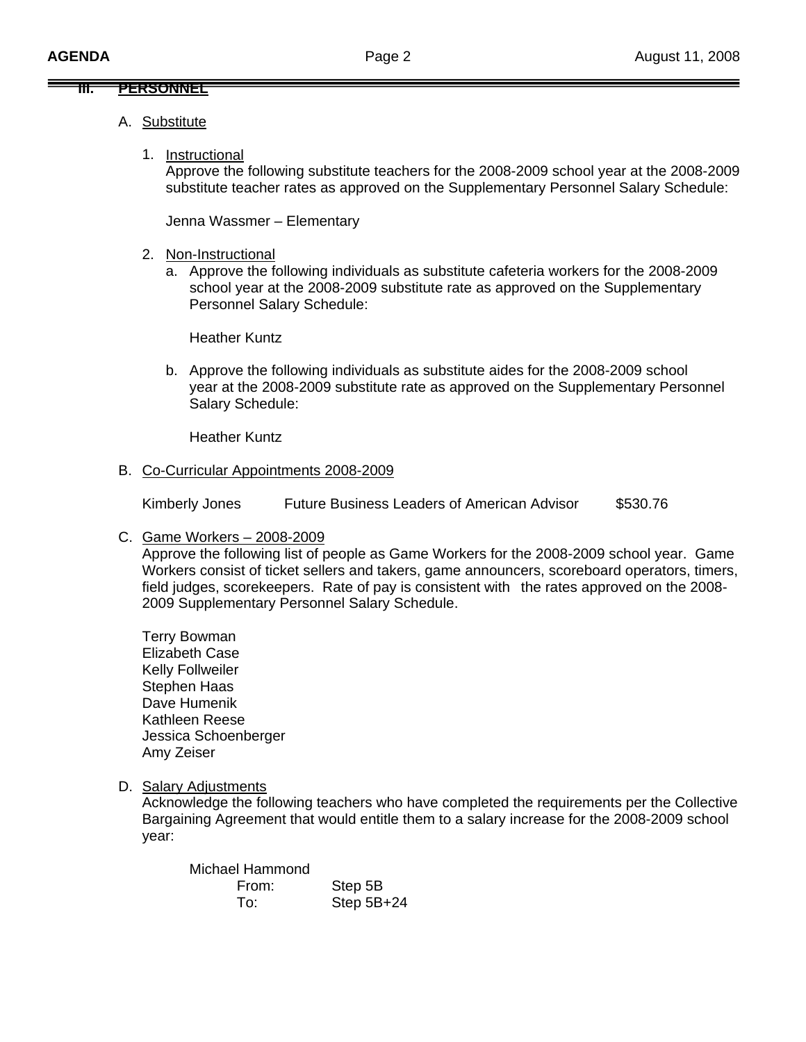## III. PERSONNEL

A. Substitute

1. Instructional
   Approve the following substitute teachers for the 2008-2009 school year at the 2008-2009 substitute teacher rates as approved on the Supplementary Personnel Salary Schedule:

   Jenna Wassmer – Elementary

2. Non-Instructional
   a. Approve the following individuals as substitute cafeteria workers for the 2008-2009 school year at the 2008-2009 substitute rate as approved on the Supplementary Personnel Salary Schedule:

      Heather Kuntz

   b. Approve the following individuals as substitute aides for the 2008-2009 school year at the 2008-2009 substitute rate as approved on the Supplementary Personnel Salary Schedule:

      Heather Kuntz

B. Co-Curricular Appointments 2008-2009

| | | |
|---|---|---|
| Kimberly Jones | Future Business Leaders of American Advisor | $530.76 |

C. Game Workers – 2008-2009
Approve the following list of people as Game Workers for the 2008-2009 school year. Game Workers consist of ticket sellers and takers, game announcers, scoreboard operators, timers, field judges, scorekeepers. Rate of pay is consistent with the rates approved on the 2008-2009 Supplementary Personnel Salary Schedule.

Terry Bowman
Elizabeth Case
Kelly Follweiler
Stephen Haas
Dave Humenik
Kathleen Reese
Jessica Schoenberger
Amy Zeiser

D. Salary Adjustments
Acknowledge the following teachers who have completed the requirements per the Collective Bargaining Agreement that would entitle them to a salary increase for the 2008-2009 school year:

Michael Hammond

| | |
|---|---|
| From: | Step 5B |
| To: | Step 5B+24 |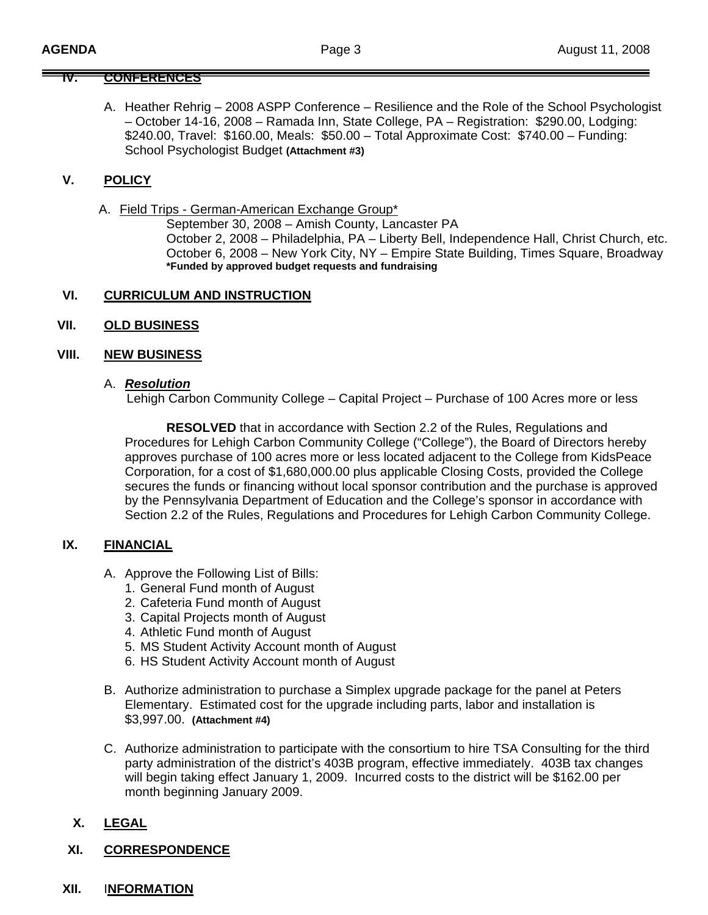## IV. CONFERENCES

A. Heather Rehrig – 2008 ASPP Conference – Resilience and the Role of the School Psychologist – October 14-16, 2008 – Ramada Inn, State College, PA – Registration: $290.00, Lodging: $240.00, Travel: $160.00, Meals: $50.00 – Total Approximate Cost: $740.00 – Funding: School Psychologist Budget **(Attachment #3)**

## V. POLICY

A. Field Trips - German-American Exchange Group*

September 30, 2008 – Amish County, Lancaster PA
October 2, 2008 – Philadelphia, PA – Liberty Bell, Independence Hall, Christ Church, etc.
October 6, 2008 – New York City, NY – Empire State Building, Times Square, Broadway
**\*Funded by approved budget requests and fundraising**

## VI. CURRICULUM AND INSTRUCTION

## VII. OLD BUSINESS

## VIII. NEW BUSINESS

A. ***Resolution***
Lehigh Carbon Community College – Capital Project – Purchase of 100 Acres more or less

**RESOLVED** that in accordance with Section 2.2 of the Rules, Regulations and Procedures for Lehigh Carbon Community College ("College"), the Board of Directors hereby approves purchase of 100 acres more or less located adjacent to the College from KidsPeace Corporation, for a cost of $1,680,000.00 plus applicable Closing Costs, provided the College secures the funds or financing without local sponsor contribution and the purchase is approved by the Pennsylvania Department of Education and the College's sponsor in accordance with Section 2.2 of the Rules, Regulations and Procedures for Lehigh Carbon Community College.

## IX. FINANCIAL

A. Approve the Following List of Bills:
1. General Fund month of August
2. Cafeteria Fund month of August
3. Capital Projects month of August
4. Athletic Fund month of August
5. MS Student Activity Account month of August
6. HS Student Activity Account month of August

B. Authorize administration to purchase a Simplex upgrade package for the panel at Peters Elementary. Estimated cost for the upgrade including parts, labor and installation is $3,997.00. **(Attachment #4)**

C. Authorize administration to participate with the consortium to hire TSA Consulting for the third party administration of the district's 403B program, effective immediately. 403B tax changes will begin taking effect January 1, 2009. Incurred costs to the district will be $162.00 per month beginning January 2009.

## X. LEGAL

## XI. CORRESPONDENCE

## XII. INFORMATION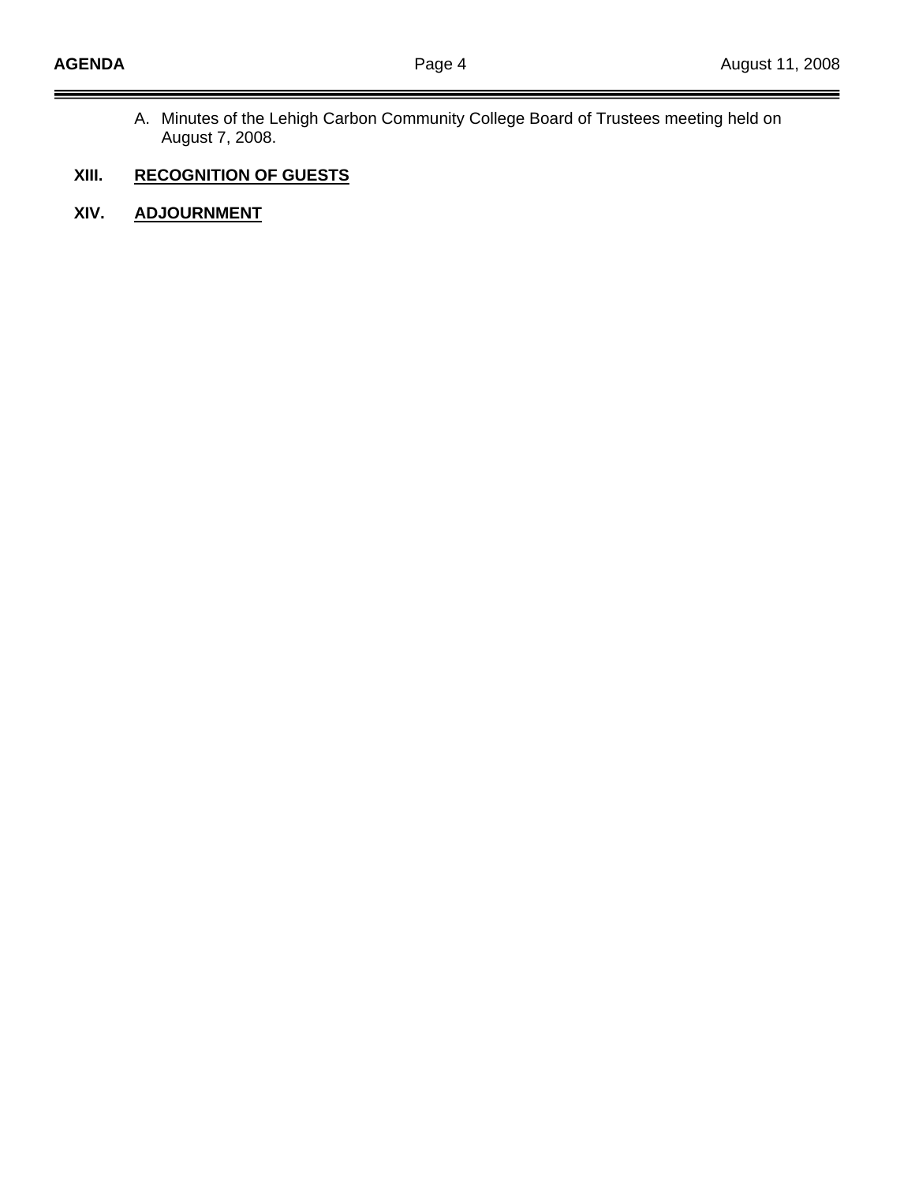A. Minutes of the Lehigh Carbon Community College Board of Trustees meeting held on August 7, 2008.

## XIII. RECOGNITION OF GUESTS

## XIV. ADJOURNMENT